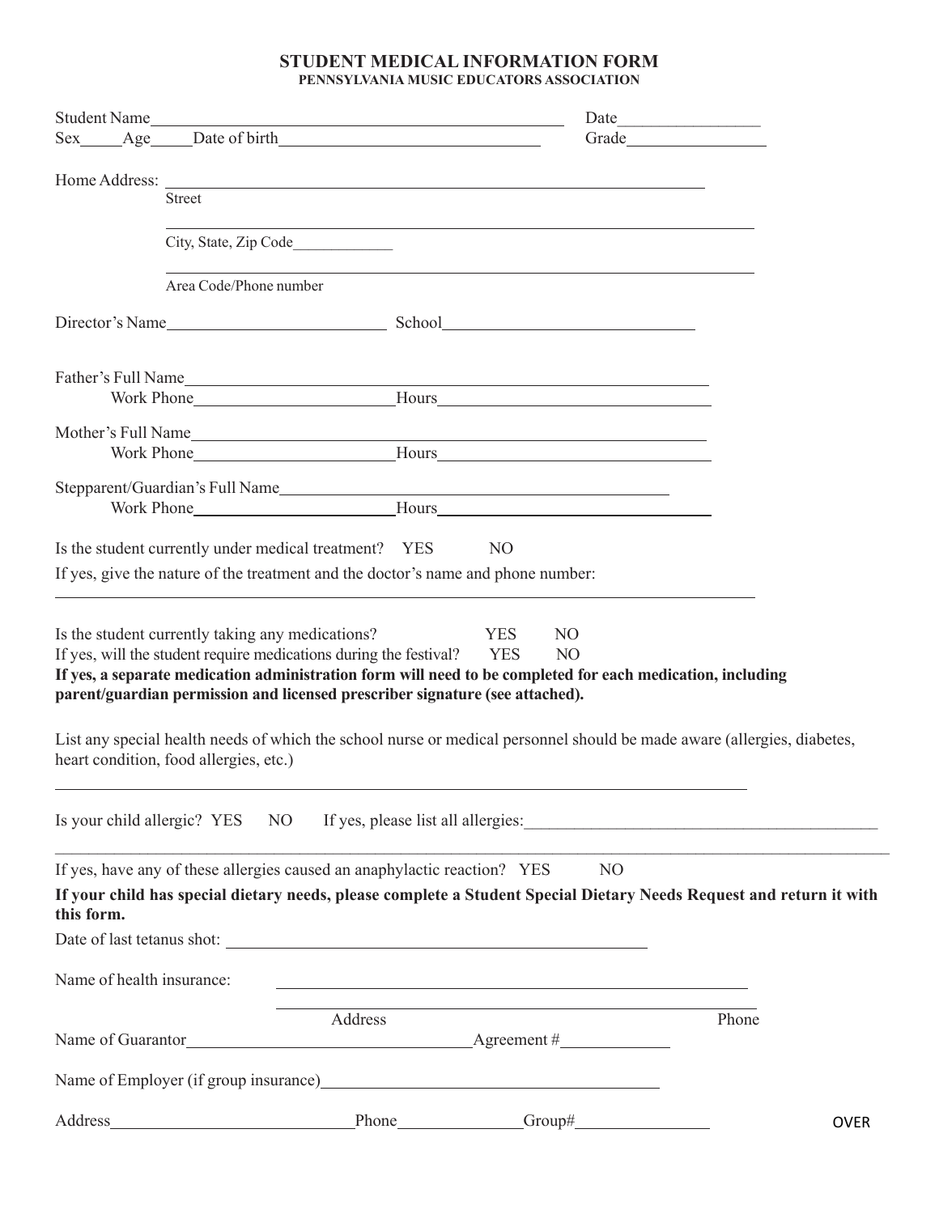# STUDENT MEDICAL INFORMATION FORM

## PENNSYLVANIA MUSIC EDUCATORS ASSOCIATION

Student Name______________________________________________ Date________________

Sex_____Age_____Date of birth______________________________ Grade________________

Home Address: ______________________________________________________________

Street

______________________________________________________________

City, State, Zip Code_____________

______________________________________________________________

Area Code/Phone number

Director's Name__________________________ School______________________________

Father's Full Name__________________________________________________________

Work Phone________________________Hours_________________________________

Mother's Full Name_________________________________________________________

Work Phone________________________Hours_________________________________

Stepparent/Guardian's Full Name_____________________________________________

Work Phone________________________Hours_________________________________

Is the student currently under medical treatment? YES NO

If yes, give the nature of the treatment and the doctor's name and phone number:

______________________________________________________________________________

Is the student currently taking any medications? YES NO

If yes, will the student require medications during the festival? YES NO

**If yes, a separate medication administration form will need to be completed for each medication, including parent/guardian permission and licensed prescriber signature (see attached).**

List any special health needs of which the school nurse or medical personnel should be made aware (allergies, diabetes, heart condition, food allergies, etc.)

______________________________________________________________________________

Is your child allergic? YES NO If yes, please list all allergies:___________________________________________

______________________________________________________________________________

If yes, have any of these allergies caused an anaphylactic reaction? YES NO

**If your child has special dietary needs, please complete a Student Special Dietary Needs Request and return it with this form.**

Date of last tetanus shot: ___________________________________________________

Name of health insurance: ___________________________________________________

___________________________________________________

Address Phone

Name of Guarantor__________________________________Agreement #_____________

Name of Employer (if group insurance)________________________________________

Address____________________________Phone______________Group#________________

OVER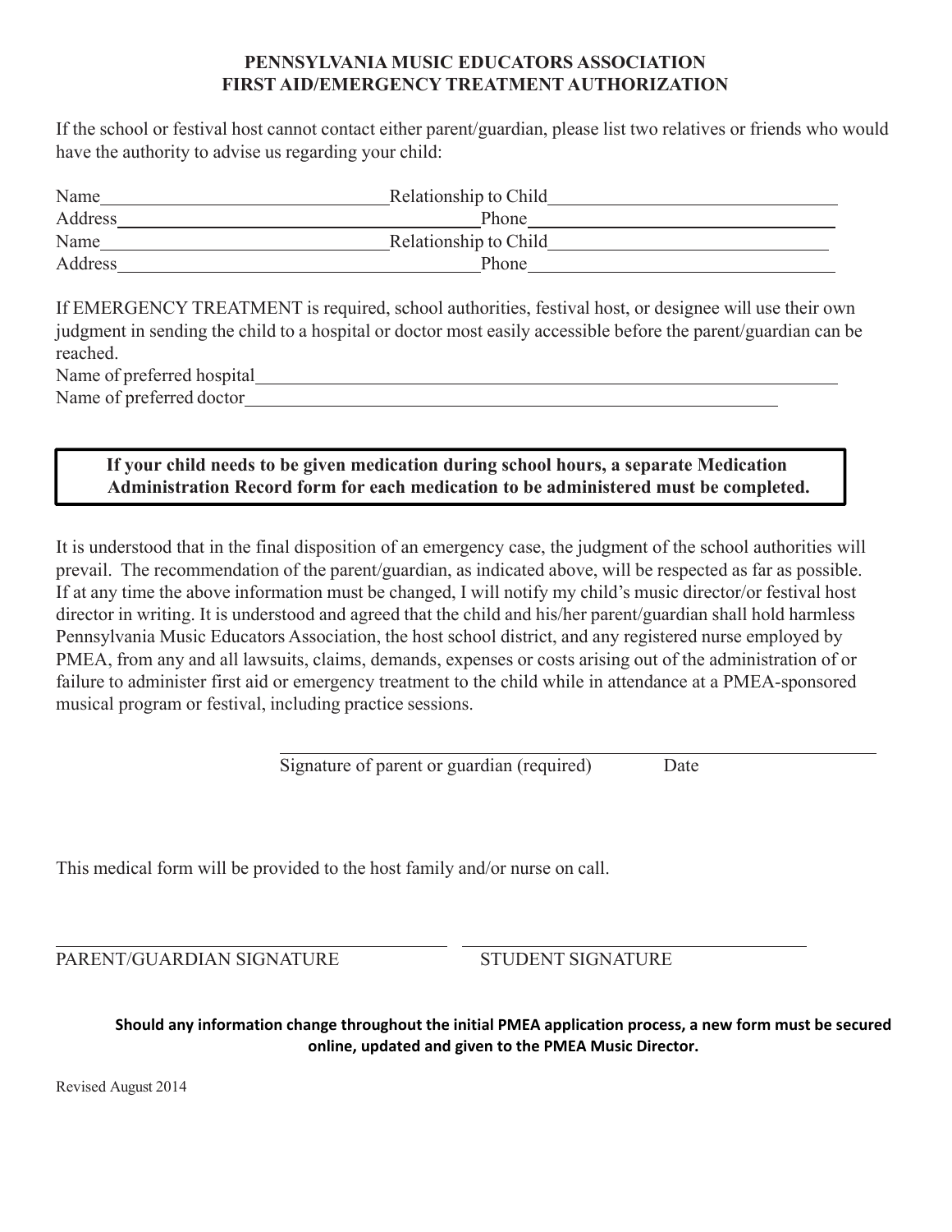**PENNSYLVANIA MUSIC EDUCATORS ASSOCIATION**
**FIRST AID/EMERGENCY TREATMENT AUTHORIZATION**

If the school or festival host cannot contact either parent/guardian, please list two relatives or friends who would have the authority to advise us regarding your child:

Name_______________________________Relationship to Child_______________________________
Address________________________________________Phone___________________________________
Name_______________________________Relationship to Child_______________________________
Address________________________________________Phone___________________________________

If EMERGENCY TREATMENT is required, school authorities, festival host, or designee will use their own judgment in sending the child to a hospital or doctor most easily accessible before the parent/guardian can be reached.

Name of preferred hospital_______________________________________________________________
Name of preferred doctor_______________________________________________________________

**If your child needs to be given medication during school hours, a separate Medication Administration Record form for each medication to be administered must be completed.**

It is understood that in the final disposition of an emergency case, the judgment of the school authorities will prevail. The recommendation of the parent/guardian, as indicated above, will be respected as far as possible. If at any time the above information must be changed, I will notify my child's music director/or festival host director in writing. It is understood and agreed that the child and his/her parent/guardian shall hold harmless Pennsylvania Music Educators Association, the host school district, and any registered nurse employed by PMEA, from any and all lawsuits, claims, demands, expenses or costs arising out of the administration of or failure to administer first aid or emergency treatment to the child while in attendance at a PMEA-sponsored musical program or festival, including practice sessions.

_______________________________________________________________
Signature of parent or guardian (required)  Date

This medical form will be provided to the host family and/or nurse on call.

_________________________________________  _________________________________________
PARENT/GUARDIAN SIGNATURE  STUDENT SIGNATURE

**Should any information change throughout the initial PMEA application process, a new form must be secured online, updated and given to the PMEA Music Director.**

Revised August 2014